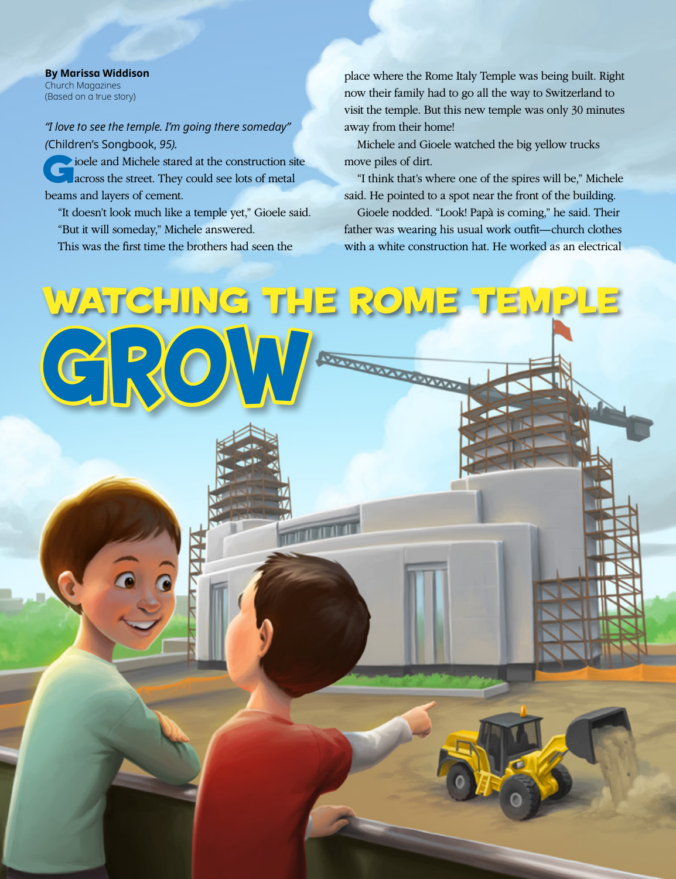# WATCHING THE ROME TEMPLE GROW

**By Marissa Widdison**
Church Magazines
(Based on a true story)

*"I love to see the temple. I'm going there someday"* (Children's Songbook, *95).*

Gioele and Michele stared at the construction site across the street. They could see lots of metal beams and layers of cement.

"It doesn't look much like a temple yet," Gioele said.

"But it will someday," Michele answered.

This was the first time the brothers had seen the place where the Rome Italy Temple was being built. Right now their family had to go all the way to Switzerland to visit the temple. But this new temple was only 30 minutes away from their home!

Michele and Gioele watched the big yellow trucks move piles of dirt.

"I think that's where one of the spires will be," Michele said. He pointed to a spot near the front of the building.

Gioele nodded. "Look! Papà is coming," he said. Their father was wearing his usual work outfit—church clothes with a white construction hat. He worked as an electrical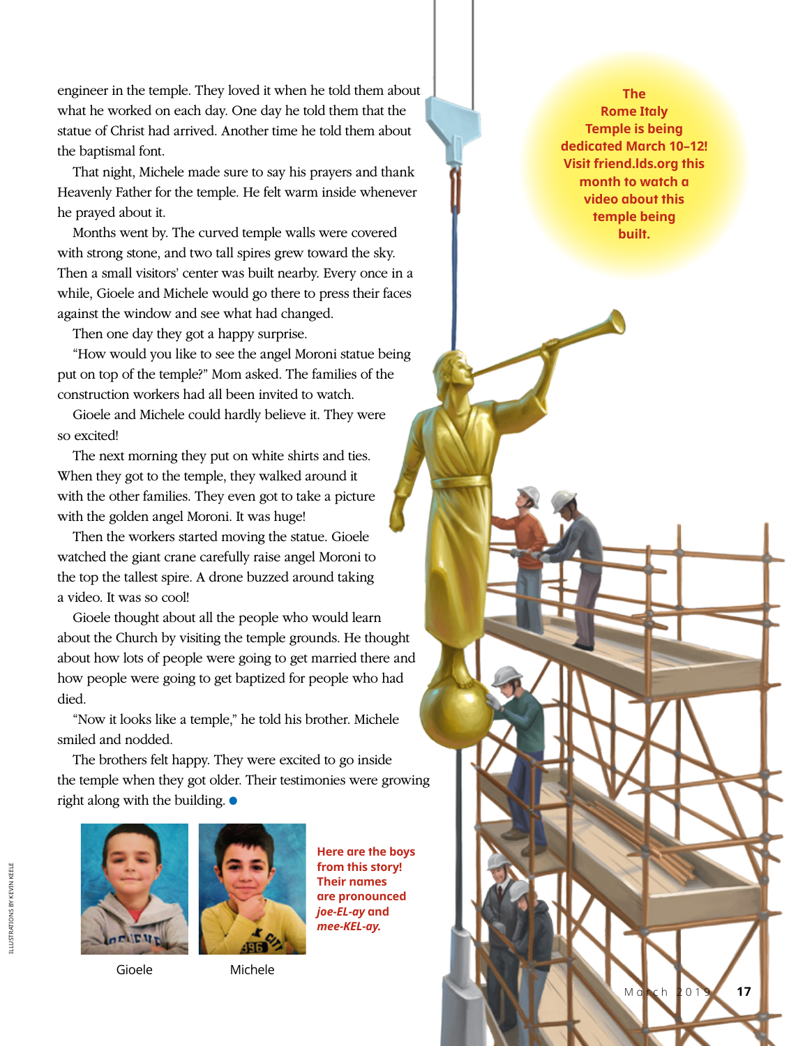engineer in the temple. They loved it when he told them about what he worked on each day. One day he told them that the statue of Christ had arrived. Another time he told them about the baptismal font.

That night, Michele made sure to say his prayers and thank Heavenly Father for the temple. He felt warm inside whenever he prayed about it.

Months went by. The curved temple walls were covered with strong stone, and two tall spires grew toward the sky. Then a small visitors' center was built nearby. Every once in a while, Gioele and Michele would go there to press their faces against the window and see what had changed.

Then one day they got a happy surprise.

"How would you like to see the angel Moroni statue being put on top of the temple?" Mom asked. The families of the construction workers had all been invited to watch.

Gioele and Michele could hardly believe it. They were so excited!

The next morning they put on white shirts and ties. When they got to the temple, they walked around it with the other families. They even got to take a picture with the golden angel Moroni. It was huge!

Then the workers started moving the statue. Gioele watched the giant crane carefully raise angel Moroni to the top the tallest spire. A drone buzzed around taking a video. It was so cool!

Gioele thought about all the people who would learn about the Church by visiting the temple grounds. He thought about how lots of people were going to get married there and how people were going to get baptized for people who had died.

"Now it looks like a temple," he told his brother. Michele smiled and nodded.

The brothers felt happy. They were excited to go inside the temple when they got older. Their testimonies were growing right along with the building. ●

**The Rome Italy Temple is being dedicated March 10–12! Visit friend.lds.org this month to watch a video about this temple being built.**

Gioele

Michele

**Here are the boys from this story! Their names are pronounced *joe-EL-ay* and *mee-KEL-ay*.**

ILLUSTRATIONS BY KEVIN KEELE